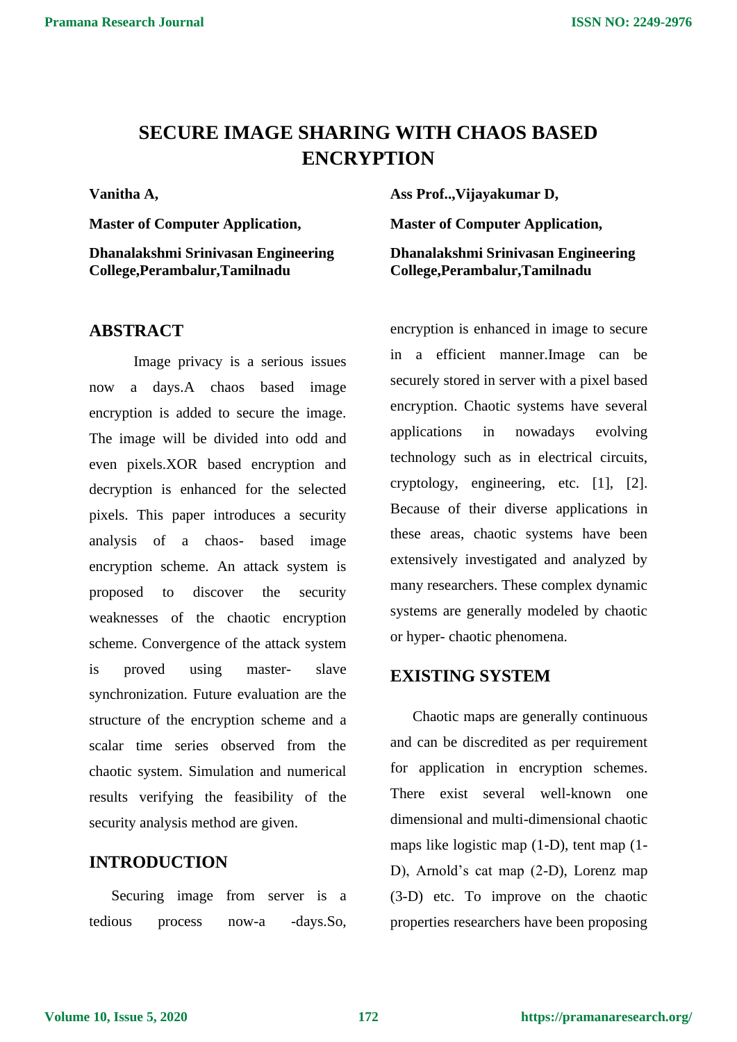# SECURE IMAGE SHARING WITH CHAOS BASED ENCRYPTION

**Vanitha A,**

**Master of Computer Application,**

**Dhanalakshmi Srinivasan Engineering College,Perambalur,Tamilnadu**

**Ass Prof..,Vijayakumar D,**

**Master of Computer Application,**

**Dhanalakshmi Srinivasan Engineering College,Perambalur,Tamilnadu**

## ABSTRACT

Image privacy is a serious issues now a days.A chaos based image encryption is added to secure the image. The image will be divided into odd and even pixels.XOR based encryption and decryption is enhanced for the selected pixels. This paper introduces a security analysis of a chaos- based image encryption scheme. An attack system is proposed to discover the security weaknesses of the chaotic encryption scheme. Convergence of the attack system is proved using master- slave synchronization. Future evaluation are the structure of the encryption scheme and a scalar time series observed from the chaotic system. Simulation and numerical results verifying the feasibility of the security analysis method are given.

## INTRODUCTION

Securing image from server is a tedious process now-a -days.So, encryption is enhanced in image to secure in a efficient manner.Image can be securely stored in server with a pixel based encryption. Chaotic systems have several applications in nowadays evolving technology such as in electrical circuits, cryptology, engineering, etc. [1], [2]. Because of their diverse applications in these areas, chaotic systems have been extensively investigated and analyzed by many researchers. These complex dynamic systems are generally modeled by chaotic or hyper- chaotic phenomena.

## EXISTING SYSTEM

Chaotic maps are generally continuous and can be discredited as per requirement for application in encryption schemes. There exist several well-known one dimensional and multi-dimensional chaotic maps like logistic map (1-D), tent map (1-D), Arnold's cat map (2-D), Lorenz map (3-D) etc. To improve on the chaotic properties researchers have been proposing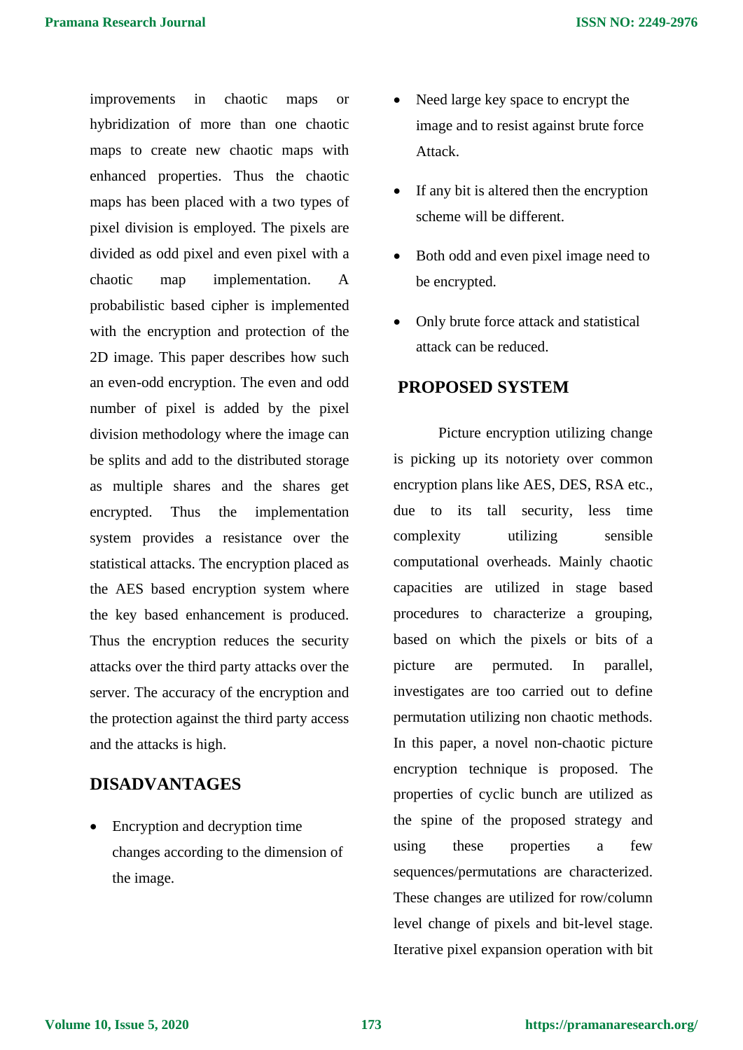improvements in chaotic maps or hybridization of more than one chaotic maps to create new chaotic maps with enhanced properties. Thus the chaotic maps has been placed with a two types of pixel division is employed. The pixels are divided as odd pixel and even pixel with a chaotic map implementation. A probabilistic based cipher is implemented with the encryption and protection of the 2D image. This paper describes how such an even-odd encryption. The even and odd number of pixel is added by the pixel division methodology where the image can be splits and add to the distributed storage as multiple shares and the shares get encrypted. Thus the implementation system provides a resistance over the statistical attacks. The encryption placed as the AES based encryption system where the key based enhancement is produced. Thus the encryption reduces the security attacks over the third party attacks over the server. The accuracy of the encryption and the protection against the third party access and the attacks is high.

## DISADVANTAGES

- Encryption and decryption time changes according to the dimension of the image.
- Need large key space to encrypt the image and to resist against brute force Attack.
- If any bit is altered then the encryption scheme will be different.
- Both odd and even pixel image need to be encrypted.
- Only brute force attack and statistical attack can be reduced.

## PROPOSED SYSTEM

Picture encryption utilizing change is picking up its notoriety over common encryption plans like AES, DES, RSA etc., due to its tall security, less time complexity utilizing sensible computational overheads. Mainly chaotic capacities are utilized in stage based procedures to characterize a grouping, based on which the pixels or bits of a picture are permuted. In parallel, investigates are too carried out to define permutation utilizing non chaotic methods. In this paper, a novel non-chaotic picture encryption technique is proposed. The properties of cyclic bunch are utilized as the spine of the proposed strategy and using these properties a few sequences/permutations are characterized. These changes are utilized for row/column level change of pixels and bit-level stage. Iterative pixel expansion operation with bit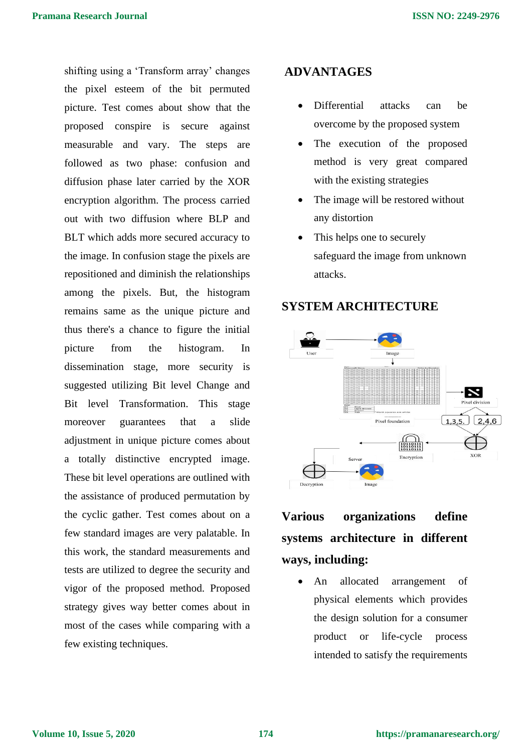shifting using a 'Transform array' changes the pixel esteem of the bit permuted picture. Test comes about show that the proposed conspire is secure against measurable and vary. The steps are followed as two phase: confusion and diffusion phase later carried by the XOR encryption algorithm. The process carried out with two diffusion where BLP and BLT which adds more secured accuracy to the image. In confusion stage the pixels are repositioned and diminish the relationships among the pixels. But, the histogram remains same as the unique picture and thus there's a chance to figure the initial picture from the histogram. In dissemination stage, more security is suggested utilizing Bit level Change and Bit level Transformation. This stage moreover guarantees that a slide adjustment in unique picture comes about a totally distinctive encrypted image. These bit level operations are outlined with the assistance of produced permutation by the cyclic gather. Test comes about on a few standard images are very palatable. In this work, the standard measurements and tests are utilized to degree the security and vigor of the proposed method. Proposed strategy gives way better comes about in most of the cases while comparing with a few existing techniques.

## ADVANTAGES

- Differential attacks can be overcome by the proposed system
- The execution of the proposed method is very great compared with the existing strategies
- The image will be restored without any distortion
- This helps one to securely safeguard the image from unknown attacks.

## SYSTEM ARCHITECTURE

## Various organizations define systems architecture in different ways, including:

- An allocated arrangement of physical elements which provides the design solution for a consumer product or life-cycle process intended to satisfy the requirements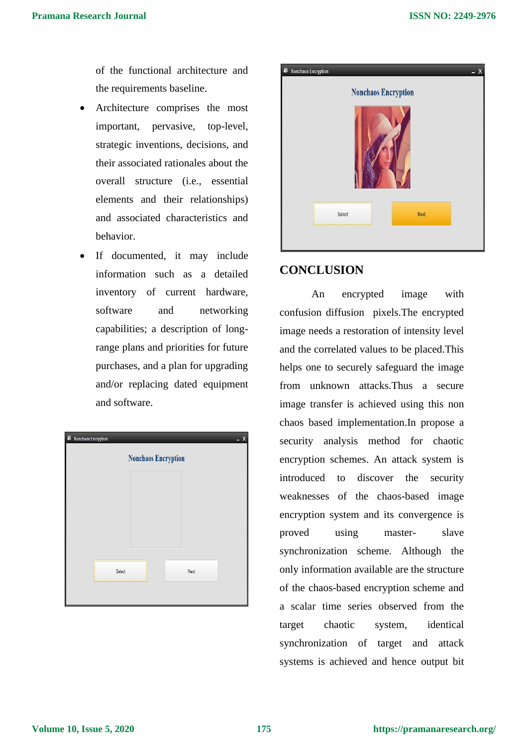of the functional architecture and the requirements baseline.

- Architecture comprises the most important, pervasive, top-level, strategic inventions, decisions, and their associated rationales about the overall structure (i.e., essential elements and their relationships) and associated characteristics and behavior.
- If documented, it may include information such as a detailed inventory of current hardware, software and networking capabilities; a description of long-range plans and priorities for future purchases, and a plan for upgrading and/or replacing dated equipment and software.

## CONCLUSION

An encrypted image with confusion diffusion pixels.The encrypted image needs a restoration of intensity level and the correlated values to be placed.This helps one to securely safeguard the image from unknown attacks.Thus a secure image transfer is achieved using this non chaos based implementation.In propose a security analysis method for chaotic encryption schemes. An attack system is introduced to discover the security weaknesses of the chaos-based image encryption system and its convergence is proved using master- slave synchronization scheme. Although the only information available are the structure of the chaos-based encryption scheme and a scalar time series observed from the target chaotic system, identical synchronization of target and attack systems is achieved and hence output bit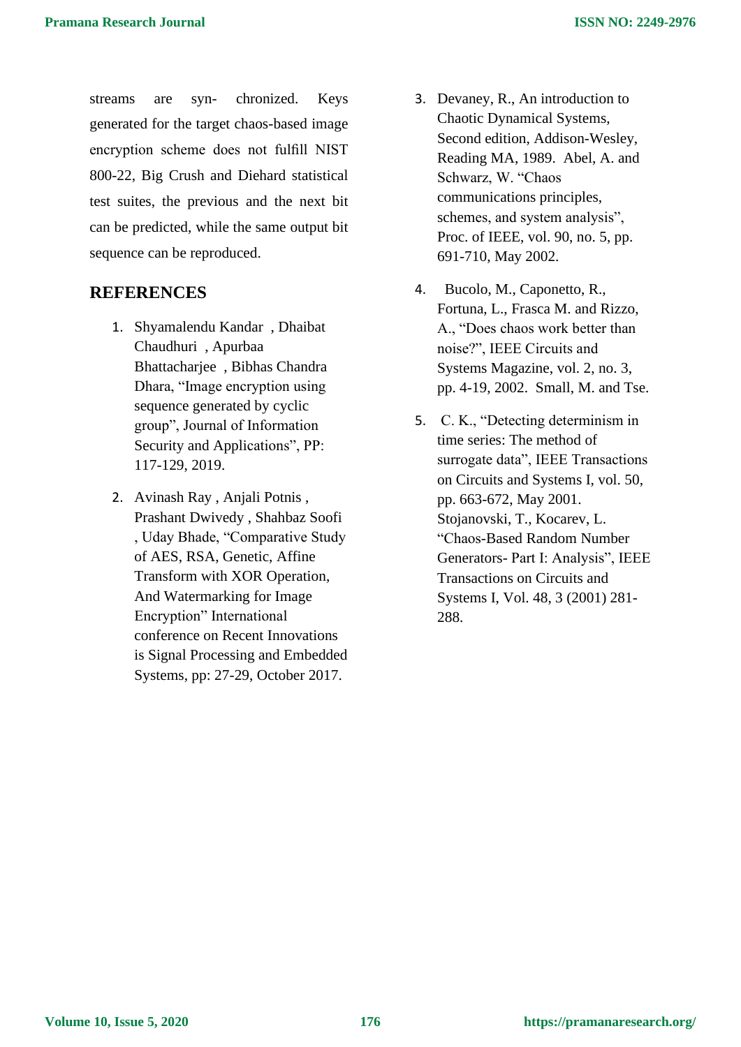streams are syn- chronized. Keys generated for the target chaos-based image encryption scheme does not fulfill NIST 800-22, Big Crush and Diehard statistical test suites, the previous and the next bit can be predicted, while the same output bit sequence can be reproduced.

## REFERENCES

1. Shyamalendu Kandar , Dhaibat Chaudhuri , Apurbaa Bhattacharjee , Bibhas Chandra Dhara, “Image encryption using sequence generated by cyclic group”, Journal of Information Security and Applications”, PP: 117-129, 2019.

2. Avinash Ray , Anjali Potnis , Prashant Dwivedy , Shahbaz Soofi , Uday Bhade, “Comparative Study of AES, RSA, Genetic, Affine Transform with XOR Operation, And Watermarking for Image Encryption” International conference on Recent Innovations is Signal Processing and Embedded Systems, pp: 27-29, October 2017.

3. Devaney, R., An introduction to Chaotic Dynamical Systems, Second edition, Addison-Wesley, Reading MA, 1989. Abel, A. and Schwarz, W. “Chaos communications principles, schemes, and system analysis”, Proc. of IEEE, vol. 90, no. 5, pp. 691-710, May 2002.

4. Bucolo, M., Caponetto, R., Fortuna, L., Frasca M. and Rizzo, A., “Does chaos work better than noise?”, IEEE Circuits and Systems Magazine, vol. 2, no. 3, pp. 4-19, 2002. Small, M. and Tse.

5. C. K., “Detecting determinism in time series: The method of surrogate data”, IEEE Transactions on Circuits and Systems I, vol. 50, pp. 663-672, May 2001. Stojanovski, T., Kocarev, L. “Chaos-Based Random Number Generators- Part I: Analysis”, IEEE Transactions on Circuits and Systems I, Vol. 48, 3 (2001) 281-288.